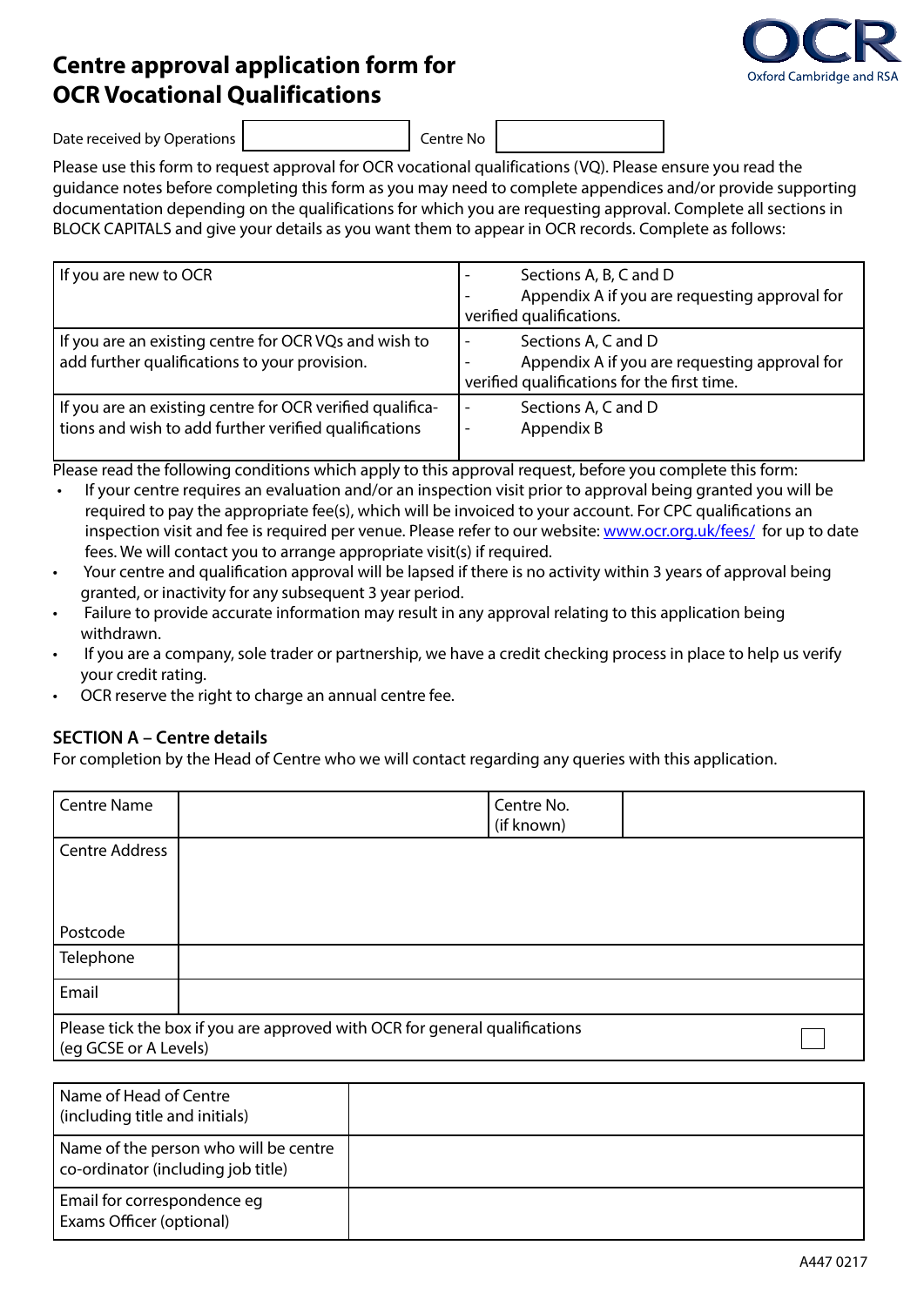# Centre approval application form for OCR Vocational Qualifications

OCR
Oxford Cambridge and RSA

| Date received by Operations | | Centre No | |
|---|---|---|---|

Please use this form to request approval for OCR vocational qualifications (VQ). Please ensure you read the guidance notes before completing this form as you may need to complete appendices and/or provide supporting documentation depending on the qualifications for which you are requesting approval. Complete all sections in BLOCK CAPITALS and give your details as you want them to appear in OCR records. Complete as follows:

| | |
|---|---|
| If you are new to OCR | - Sections A, B, C and D<br>- Appendix A if you are requesting approval for verified qualifications. |
| If you are an existing centre for OCR VQs and wish to add further qualifications to your provision. | - Sections A, C and D<br>- Appendix A if you are requesting approval for verified qualifications for the first time. |
| If you are an existing centre for OCR verified qualifications and wish to add further verified qualifications | - Sections A, C and D<br>- Appendix B |

Please read the following conditions which apply to this approval request, before you complete this form:

- If your centre requires an evaluation and/or an inspection visit prior to approval being granted you will be required to pay the appropriate fee(s), which will be invoiced to your account. For CPC qualifications an inspection visit and fee is required per venue. Please refer to our website: www.ocr.org.uk/fees/ for up to date fees. We will contact you to arrange appropriate visit(s) if required.
- Your centre and qualification approval will be lapsed if there is no activity within 3 years of approval being granted, or inactivity for any subsequent 3 year period.
- Failure to provide accurate information may result in any approval relating to this application being withdrawn.
- If you are a company, sole trader or partnership, we have a credit checking process in place to help us verify your credit rating.
- OCR reserve the right to charge an annual centre fee.

## SECTION A – Centre details

For completion by the Head of Centre who we will contact regarding any queries with this application.

| Centre Name | | Centre No. (if known) | |
|---|---|---|---|
| Centre Address<br><br>Postcode | | | |
| Telephone | | | |
| Email | | | |
| Please tick the box if you are approved with OCR for general qualifications (eg GCSE or A Levels) | | | ☐ |

| | |
|---|---|
| Name of Head of Centre (including title and initials) | |
| Name of the person who will be centre co-ordinator (including job title) | |
| Email for correspondence eg Exams Officer (optional) | |

A447 0217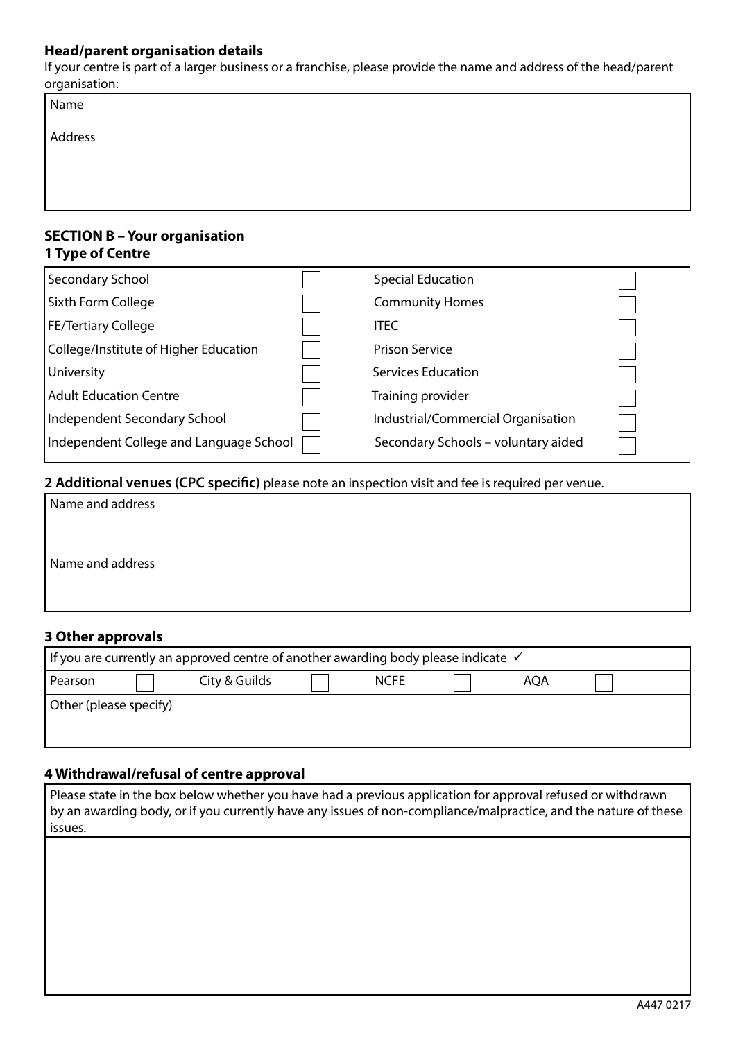**Head/parent organisation details**

If your centre is part of a larger business or a franchise, please provide the name and address of the head/parent organisation:

| Name |
| --- |
| Address |

## SECTION B – Your organisation

### 1 Type of Centre

| | | | |
| --- | --- | --- | --- |
| Secondary School | ☐ | Special Education | ☐ |
| Sixth Form College | ☐ | Community Homes | ☐ |
| FE/Tertiary College | ☐ | ITEC | ☐ |
| College/Institute of Higher Education | ☐ | Prison Service | ☐ |
| University | ☐ | Services Education | ☐ |
| Adult Education Centre | ☐ | Training provider | ☐ |
| Independent Secondary School | ☐ | Industrial/Commercial Organisation | ☐ |
| Independent College and Language School | ☐ | Secondary Schools – voluntary aided | ☐ |

### 2 Additional venues (CPC specific) please note an inspection visit and fee is required per venue.

| Name and address |
| --- |
| Name and address |

### 3 Other approvals

If you are currently an approved centre of another awarding body please indicate ✓

| Pearson | ☐ | City & Guilds | ☐ | NCFE | ☐ | AQA | ☐ |
| --- | --- | --- | --- | --- | --- | --- | --- |

Other (please specify)

### 4 Withdrawal/refusal of centre approval

Please state in the box below whether you have had a previous application for approval refused or withdrawn by an awarding body, or if you currently have any issues of non-compliance/malpractice, and the nature of these issues.

A447 0217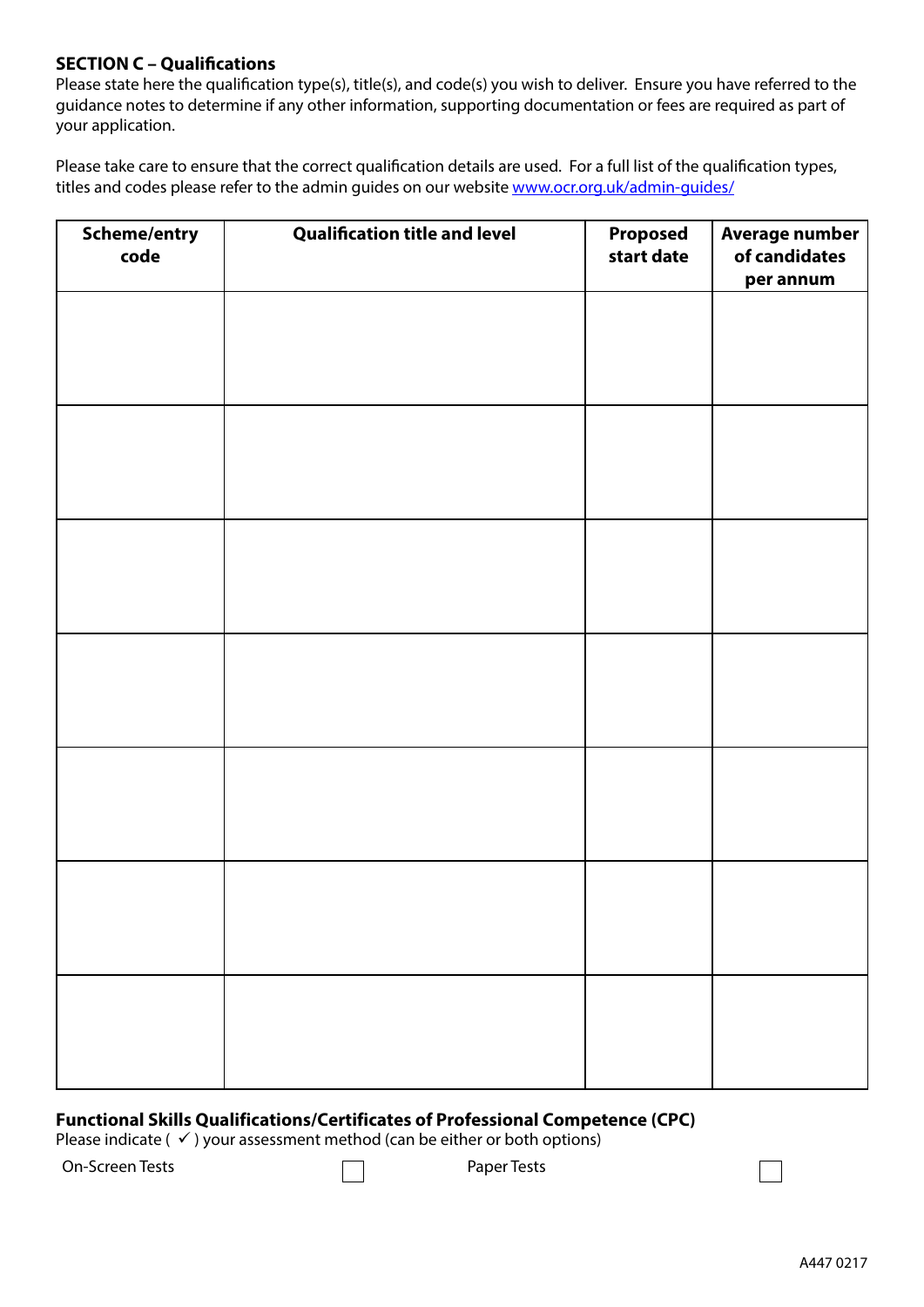**SECTION C – Qualifications**

Please state here the qualification type(s), title(s), and code(s) you wish to deliver. Ensure you have referred to the guidance notes to determine if any other information, supporting documentation or fees are required as part of your application.

Please take care to ensure that the correct qualification details are used. For a full list of the qualification types, titles and codes please refer to the admin guides on our website [www.ocr.org.uk/admin-guides/](www.ocr.org.uk/admin-guides/)

| Scheme/entry code | Qualification title and level | Proposed start date | Average number of candidates per annum |
|---|---|---|---|
| | | | |
| | | | |
| | | | |
| | | | |
| | | | |
| | | | |
| | | | |

**Functional Skills Qualifications/Certificates of Professional Competence (CPC)**

Please indicate ( ✓ ) your assessment method (can be either or both options)

On-Screen Tests ☐ Paper Tests ☐

A447 0217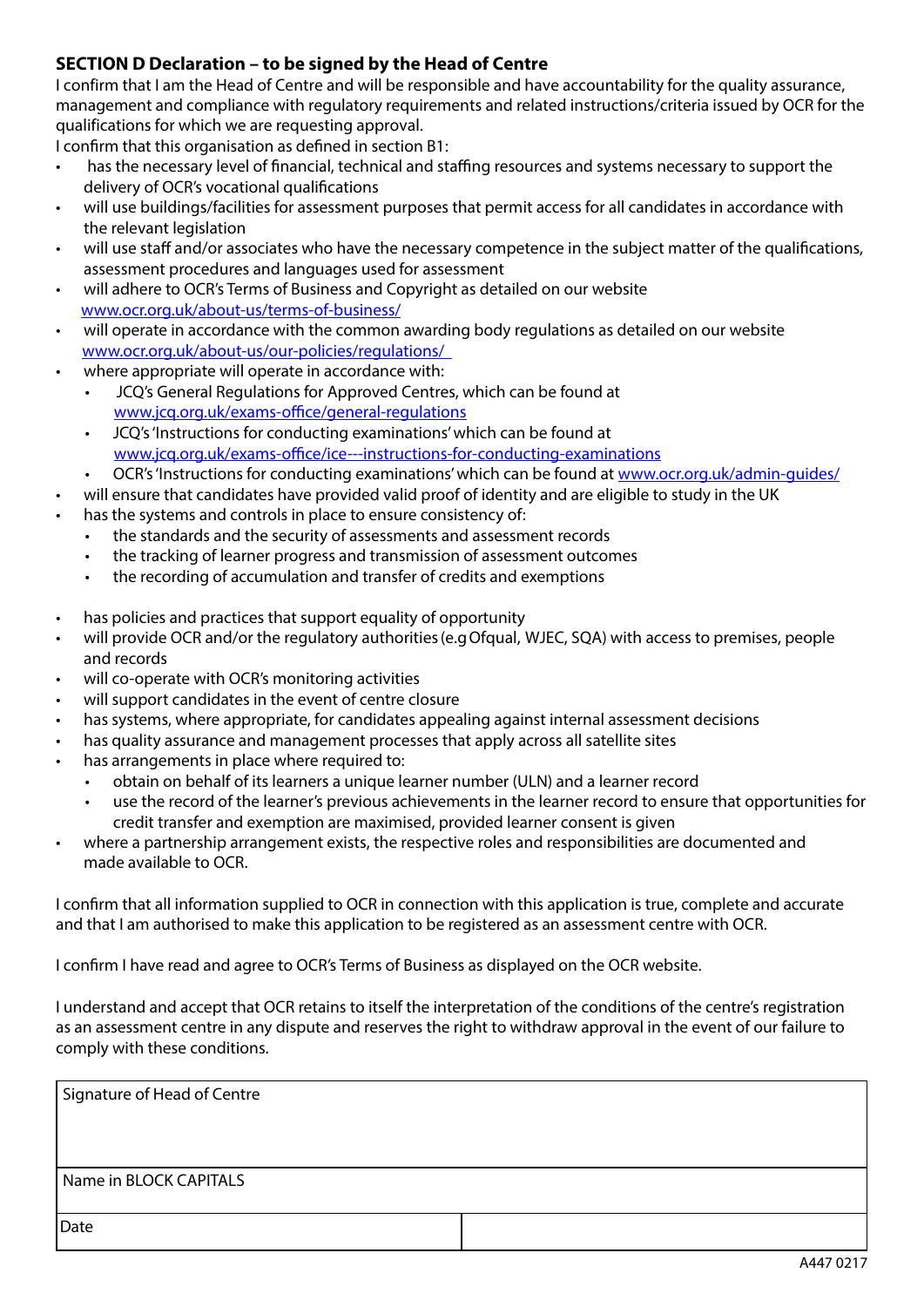## SECTION D Declaration – to be signed by the Head of Centre

I confirm that I am the Head of Centre and will be responsible and have accountability for the quality assurance, management and compliance with regulatory requirements and related instructions/criteria issued by OCR for the qualifications for which we are requesting approval.

I confirm that this organisation as defined in section B1:

- has the necessary level of financial, technical and staffing resources and systems necessary to support the delivery of OCR's vocational qualifications
- will use buildings/facilities for assessment purposes that permit access for all candidates in accordance with the relevant legislation
- will use staff and/or associates who have the necessary competence in the subject matter of the qualifications, assessment procedures and languages used for assessment
- will adhere to OCR's Terms of Business and Copyright as detailed on our website www.ocr.org.uk/about-us/terms-of-business/
- will operate in accordance with the common awarding body regulations as detailed on our website www.ocr.org.uk/about-us/our-policies/regulations/
- where appropriate will operate in accordance with:
  - JCQ's General Regulations for Approved Centres, which can be found at www.jcq.org.uk/exams-office/general-regulations
  - JCQ's 'Instructions for conducting examinations' which can be found at www.jcq.org.uk/exams-office/ice---instructions-for-conducting-examinations
  - OCR's 'Instructions for conducting examinations' which can be found at www.ocr.org.uk/admin-guides/
- will ensure that candidates have provided valid proof of identity and are eligible to study in the UK
- has the systems and controls in place to ensure consistency of:
  - the standards and the security of assessments and assessment records
  - the tracking of learner progress and transmission of assessment outcomes
  - the recording of accumulation and transfer of credits and exemptions
- has policies and practices that support equality of opportunity
- will provide OCR and/or the regulatory authorities (e.g Ofqual, WJEC, SQA) with access to premises, people and records
- will co-operate with OCR's monitoring activities
- will support candidates in the event of centre closure
- has systems, where appropriate, for candidates appealing against internal assessment decisions
- has quality assurance and management processes that apply across all satellite sites
- has arrangements in place where required to:
  - obtain on behalf of its learners a unique learner number (ULN) and a learner record
  - use the record of the learner's previous achievements in the learner record to ensure that opportunities for credit transfer and exemption are maximised, provided learner consent is given
- where a partnership arrangement exists, the respective roles and responsibilities are documented and made available to OCR.

I confirm that all information supplied to OCR in connection with this application is true, complete and accurate and that I am authorised to make this application to be registered as an assessment centre with OCR.

I confirm I have read and agree to OCR's Terms of Business as displayed on the OCR website.

I understand and accept that OCR retains to itself the interpretation of the conditions of the centre's registration as an assessment centre in any dispute and reserves the right to withdraw approval in the event of our failure to comply with these conditions.

| Signature of Head of Centre | |
|---|---|
| Name in BLOCK CAPITALS | |
| Date | |

A447 0217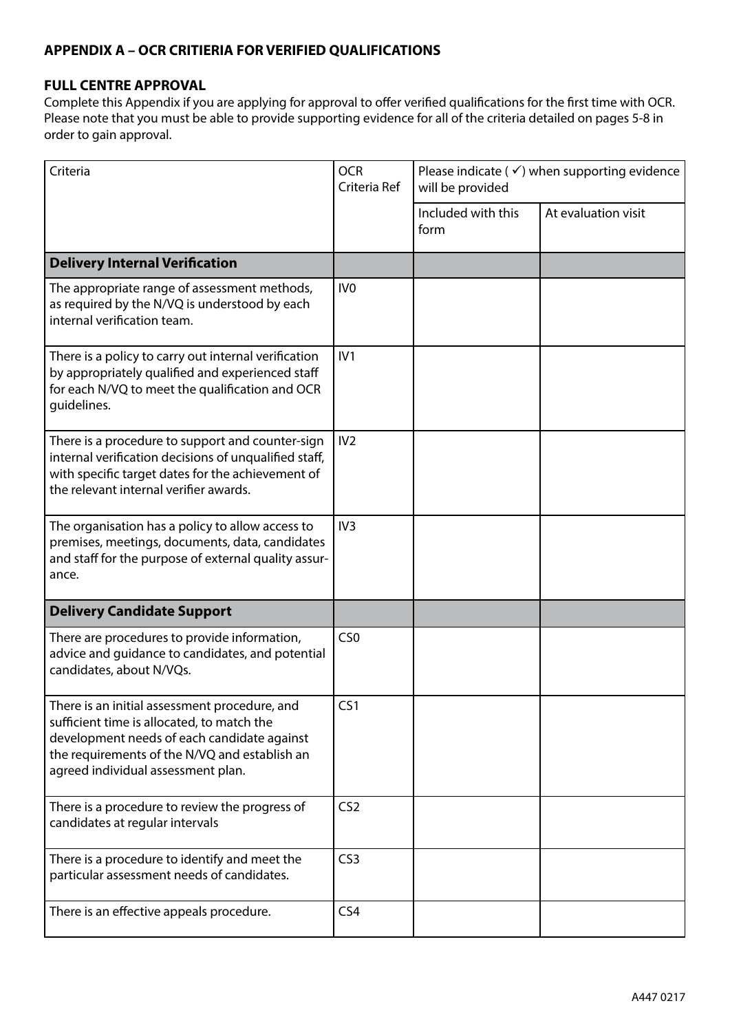## APPENDIX A – OCR CRITIERIA FOR VERIFIED QUALIFICATIONS

### FULL CENTRE APPROVAL

Complete this Appendix if you are applying for approval to offer verified qualifications for the first time with OCR. Please note that you must be able to provide supporting evidence for all of the criteria detailed on pages 5-8 in order to gain approval.

| Criteria | OCR Criteria Ref | Please indicate ( ✓) when supporting evidence will be provided | |
|---|---|---|---|
| | | Included with this form | At evaluation visit |
| **Delivery Internal Verification** | | | |
| The appropriate range of assessment methods, as required by the N/VQ is understood by each internal verification team. | IV0 | | |
| There is a policy to carry out internal verification by appropriately qualified and experienced staff for each N/VQ to meet the qualification and OCR guidelines. | IV1 | | |
| There is a procedure to support and counter-sign internal verification decisions of unqualified staff, with specific target dates for the achievement of the relevant internal verifier awards. | IV2 | | |
| The organisation has a policy to allow access to premises, meetings, documents, data, candidates and staff for the purpose of external quality assurance. | IV3 | | |
| **Delivery Candidate Support** | | | |
| There are procedures to provide information, advice and guidance to candidates, and potential candidates, about N/VQs. | CS0 | | |
| There is an initial assessment procedure, and sufficient time is allocated, to match the development needs of each candidate against the requirements of the N/VQ and establish an agreed individual assessment plan. | CS1 | | |
| There is a procedure to review the progress of candidates at regular intervals | CS2 | | |
| There is a procedure to identify and meet the particular assessment needs of candidates. | CS3 | | |
| There is an effective appeals procedure. | CS4 | | |

A447 0217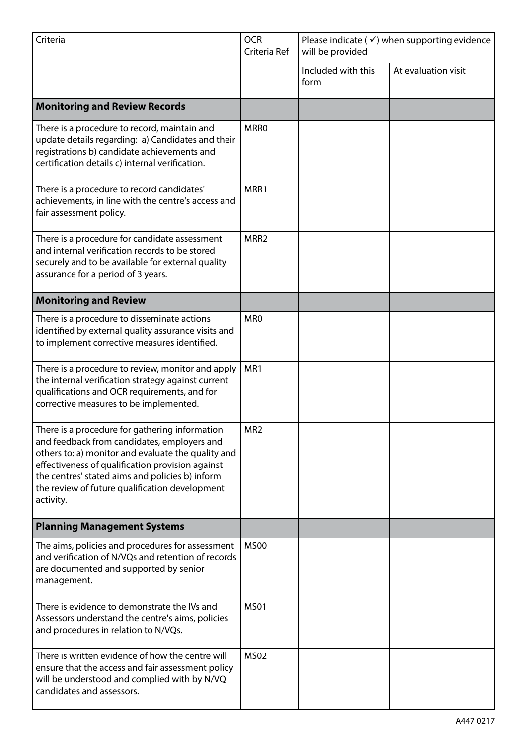| Criteria | OCR Criteria Ref | Please indicate (✓) when supporting evidence will be provided | |
|---|---|---|---|
| | | Included with this form | At evaluation visit |
| **Monitoring and Review Records** | | | |
| There is a procedure to record, maintain and update details regarding: a) Candidates and their registrations b) candidate achievements and certification details c) internal verification. | MRR0 | | |
| There is a procedure to record candidates' achievements, in line with the centre's access and fair assessment policy. | MRR1 | | |
| There is a procedure for candidate assessment and internal verification records to be stored securely and to be available for external quality assurance for a period of 3 years. | MRR2 | | |
| **Monitoring and Review** | | | |
| There is a procedure to disseminate actions identified by external quality assurance visits and to implement corrective measures identified. | MR0 | | |
| There is a procedure to review, monitor and apply the internal verification strategy against current qualifications and OCR requirements, and for corrective measures to be implemented. | MR1 | | |
| There is a procedure for gathering information and feedback from candidates, employers and others to: a) monitor and evaluate the quality and effectiveness of qualification provision against the centres' stated aims and policies b) inform the review of future qualification development activity. | MR2 | | |
| **Planning Management Systems** | | | |
| The aims, policies and procedures for assessment and verification of N/VQs and retention of records are documented and supported by senior management. | MS00 | | |
| There is evidence to demonstrate the IVs and Assessors understand the centre's aims, policies and procedures in relation to N/VQs. | MS01 | | |
| There is written evidence of how the centre will ensure that the access and fair assessment policy will be understood and complied with by N/VQ candidates and assessors. | MS02 | | |

A447 0217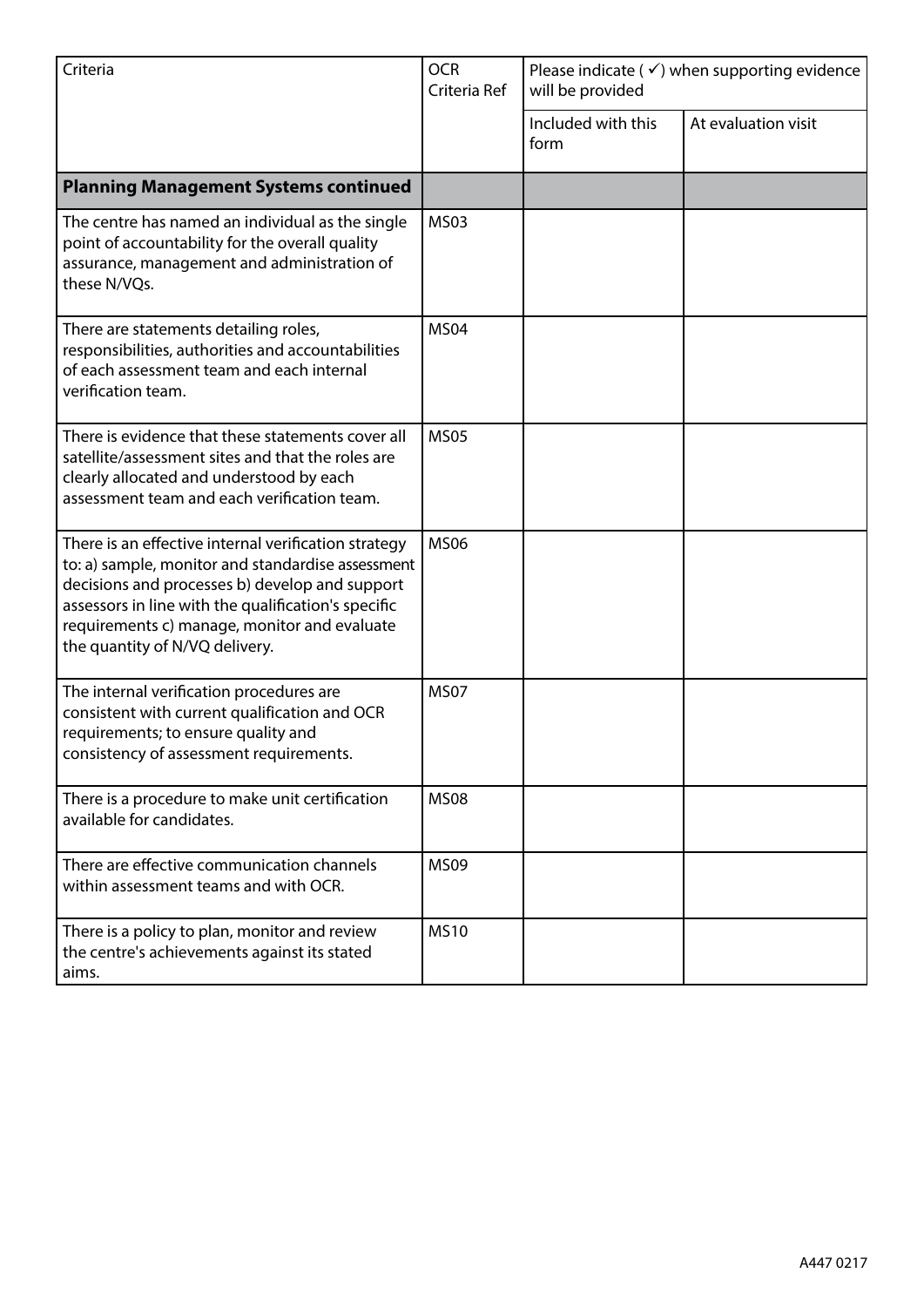| Criteria | OCR Criteria Ref | Please indicate (✓) when supporting evidence will be provided | |
|---|---|---|---|
| | | Included with this form | At evaluation visit |
| **Planning Management Systems continued** | | | |
| The centre has named an individual as the single point of accountability for the overall quality assurance, management and administration of these N/VQs. | MS03 | | |
| There are statements detailing roles, responsibilities, authorities and accountabilities of each assessment team and each internal verification team. | MS04 | | |
| There is evidence that these statements cover all satellite/assessment sites and that the roles are clearly allocated and understood by each assessment team and each verification team. | MS05 | | |
| There is an effective internal verification strategy to: a) sample, monitor and standardise assessment decisions and processes b) develop and support assessors in line with the qualification's specific requirements c) manage, monitor and evaluate the quantity of N/VQ delivery. | MS06 | | |
| The internal verification procedures are consistent with current qualification and OCR requirements; to ensure quality and consistency of assessment requirements. | MS07 | | |
| There is a procedure to make unit certification available for candidates. | MS08 | | |
| There are effective communication channels within assessment teams and with OCR. | MS09 | | |
| There is a policy to plan, monitor and review the centre's achievements against its stated aims. | MS10 | | |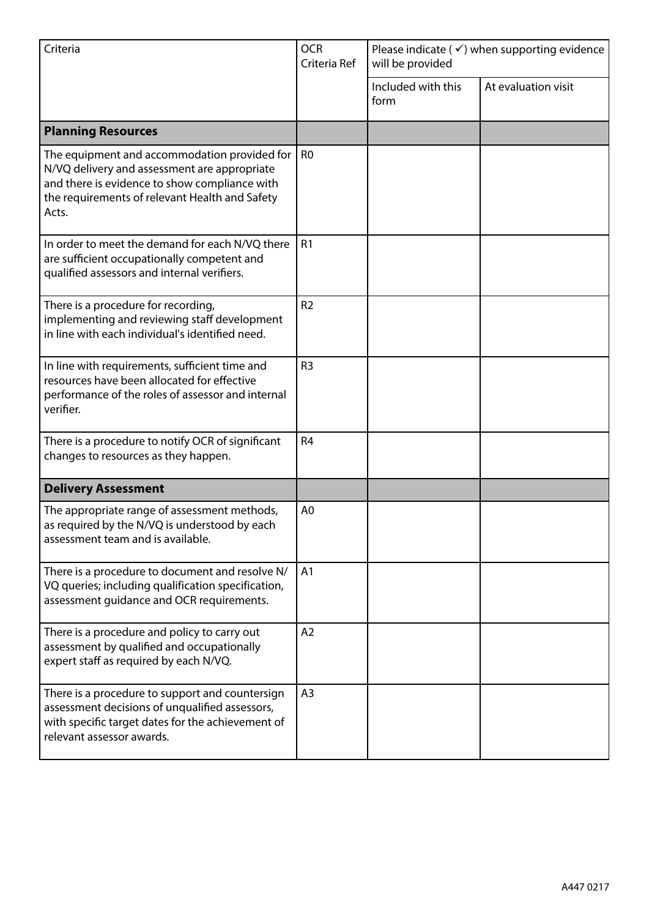| Criteria | OCR Criteria Ref | Please indicate ( ✓) when supporting evidence will be provided | |
|---|---|---|---|
| | | Included with this form | At evaluation visit |
| **Planning Resources** | | | |
| The equipment and accommodation provided for N/VQ delivery and assessment are appropriate and there is evidence to show compliance with the requirements of relevant Health and Safety Acts. | R0 | | |
| In order to meet the demand for each N/VQ there are sufficient occupationally competent and qualified assessors and internal verifiers. | R1 | | |
| There is a procedure for recording, implementing and reviewing staff development in line with each individual's identified need. | R2 | | |
| In line with requirements, sufficient time and resources have been allocated for effective performance of the roles of assessor and internal verifier. | R3 | | |
| There is a procedure to notify OCR of significant changes to resources as they happen. | R4 | | |
| **Delivery Assessment** | | | |
| The appropriate range of assessment methods, as required by the N/VQ is understood by each assessment team and is available. | A0 | | |
| There is a procedure to document and resolve N/VQ queries; including qualification specification, assessment guidance and OCR requirements. | A1 | | |
| There is a procedure and policy to carry out assessment by qualified and occupationally expert staff as required by each N/VQ. | A2 | | |
| There is a procedure to support and countersign assessment decisions of unqualified assessors, with specific target dates for the achievement of relevant assessor awards. | A3 | | |

A447 0217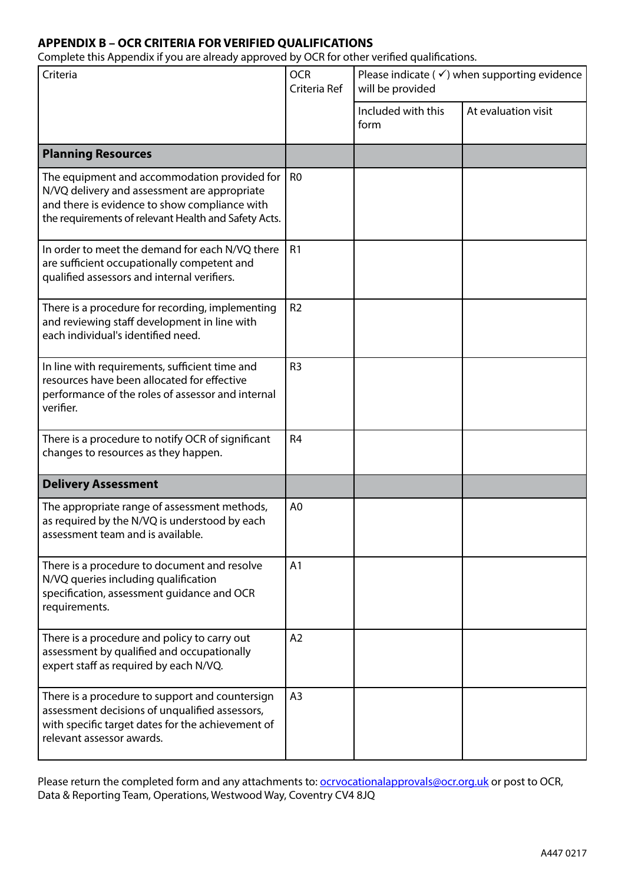## APPENDIX B – OCR CRITERIA FOR VERIFIED QUALIFICATIONS

Complete this Appendix if you are already approved by OCR for other verified qualifications.

| Criteria | OCR Criteria Ref | Please indicate (✓) when supporting evidence will be provided | |
|---|---|---|---|
| | | Included with this form | At evaluation visit |
| **Planning Resources** | | | |
| The equipment and accommodation provided for N/VQ delivery and assessment are appropriate and there is evidence to show compliance with the requirements of relevant Health and Safety Acts. | R0 | | |
| In order to meet the demand for each N/VQ there are sufficient occupationally competent and qualified assessors and internal verifiers. | R1 | | |
| There is a procedure for recording, implementing and reviewing staff development in line with each individual's identified need. | R2 | | |
| In line with requirements, sufficient time and resources have been allocated for effective performance of the roles of assessor and internal verifier. | R3 | | |
| There is a procedure to notify OCR of significant changes to resources as they happen. | R4 | | |
| **Delivery Assessment** | | | |
| The appropriate range of assessment methods, as required by the N/VQ is understood by each assessment team and is available. | A0 | | |
| There is a procedure to document and resolve N/VQ queries including qualification specification, assessment guidance and OCR requirements. | A1 | | |
| There is a procedure and policy to carry out assessment by qualified and occupationally expert staff as required by each N/VQ. | A2 | | |
| There is a procedure to support and countersign assessment decisions of unqualified assessors, with specific target dates for the achievement of relevant assessor awards. | A3 | | |

Please return the completed form and any attachments to: ocrvocationalapprovals@ocr.org.uk or post to OCR, Data & Reporting Team, Operations, Westwood Way, Coventry CV4 8JQ

A447 0217